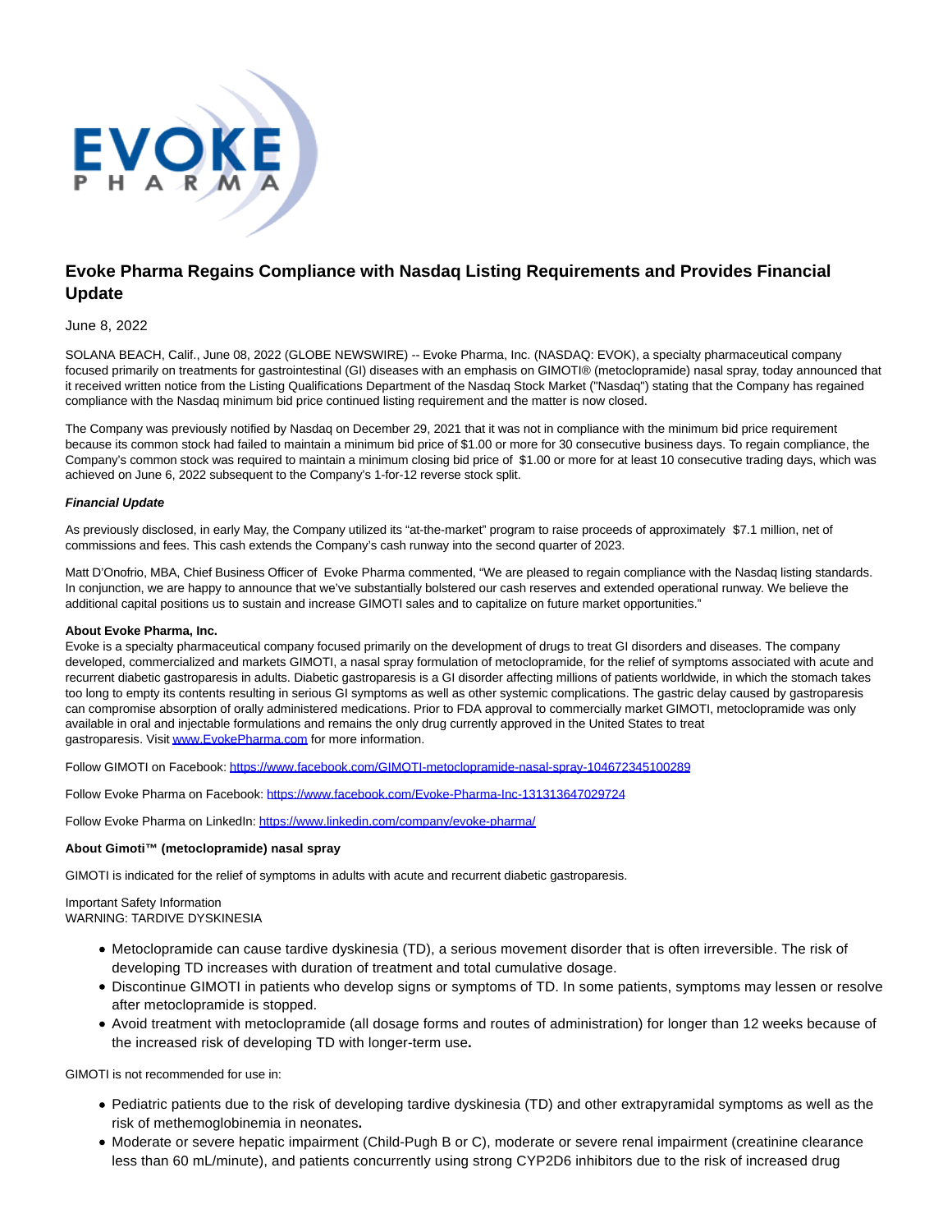# Evoke Pharma Regains Compliance with Nasdaq Listing Requirements and Provides Financial Update

June 8, 2022

SOLANA BEACH, Calif., June 08, 2022 (GLOBE NEWSWIRE) -- Evoke Pharma, Inc. (NASDAQ: EVOK), a specialty pharmaceutical company focused primarily on treatments for gastrointestinal (GI) diseases with an emphasis on GIMOTI® (metoclopramide) nasal spray, today announced that it received written notice from the Listing Qualifications Department of the Nasdaq Stock Market ("Nasdaq") stating that the Company has regained compliance with the Nasdaq minimum bid price continued listing requirement and the matter is now closed.

The Company was previously notified by Nasdaq on December 29, 2021 that it was not in compliance with the minimum bid price requirement because its common stock had failed to maintain a minimum bid price of $1.00 or more for 30 consecutive business days. To regain compliance, the Company's common stock was required to maintain a minimum closing bid price of $1.00 or more for at least 10 consecutive trading days, which was achieved on June 6, 2022 subsequent to the Company's 1-for-12 reverse stock split.

***Financial Update***

As previously disclosed, in early May, the Company utilized its "at-the-market" program to raise proceeds of approximately $7.1 million, net of commissions and fees. This cash extends the Company's cash runway into the second quarter of 2023.

Matt D'Onofrio, MBA, Chief Business Officer of Evoke Pharma commented, "We are pleased to regain compliance with the Nasdaq listing standards. In conjunction, we are happy to announce that we've substantially bolstered our cash reserves and extended operational runway. We believe the additional capital positions us to sustain and increase GIMOTI sales and to capitalize on future market opportunities."

**About Evoke Pharma, Inc.**

Evoke is a specialty pharmaceutical company focused primarily on the development of drugs to treat GI disorders and diseases. The company developed, commercialized and markets GIMOTI, a nasal spray formulation of metoclopramide, for the relief of symptoms associated with acute and recurrent diabetic gastroparesis in adults. Diabetic gastroparesis is a GI disorder affecting millions of patients worldwide, in which the stomach takes too long to empty its contents resulting in serious GI symptoms as well as other systemic complications. The gastric delay caused by gastroparesis can compromise absorption of orally administered medications. Prior to FDA approval to commercially market GIMOTI, metoclopramide was only available in oral and injectable formulations and remains the only drug currently approved in the United States to treat gastroparesis. Visit [www.EvokePharma.com](http://www.EvokePharma.com) for more information.

Follow GIMOTI on Facebook: [https://www.facebook.com/GIMOTI-metoclopramide-nasal-spray-104672345100289](https://www.facebook.com/GIMOTI-metoclopramide-nasal-spray-104672345100289)

Follow Evoke Pharma on Facebook: [https://www.facebook.com/Evoke-Pharma-Inc-131313647029724](https://www.facebook.com/Evoke-Pharma-Inc-131313647029724)

Follow Evoke Pharma on LinkedIn: [https://www.linkedin.com/company/evoke-pharma/](https://www.linkedin.com/company/evoke-pharma/)

**About Gimoti™ (metoclopramide) nasal spray**

GIMOTI is indicated for the relief of symptoms in adults with acute and recurrent diabetic gastroparesis.

Important Safety Information
WARNING: TARDIVE DYSKINESIA

- Metoclopramide can cause tardive dyskinesia (TD), a serious movement disorder that is often irreversible. The risk of developing TD increases with duration of treatment and total cumulative dosage.
- Discontinue GIMOTI in patients who develop signs or symptoms of TD. In some patients, symptoms may lessen or resolve after metoclopramide is stopped.
- Avoid treatment with metoclopramide (all dosage forms and routes of administration) for longer than 12 weeks because of the increased risk of developing TD with longer-term use**.**

GIMOTI is not recommended for use in:

- Pediatric patients due to the risk of developing tardive dyskinesia (TD) and other extrapyramidal symptoms as well as the risk of methemoglobinemia in neonates**.**
- Moderate or severe hepatic impairment (Child-Pugh B or C), moderate or severe renal impairment (creatinine clearance less than 60 mL/minute), and patients concurrently using strong CYP2D6 inhibitors due to the risk of increased drug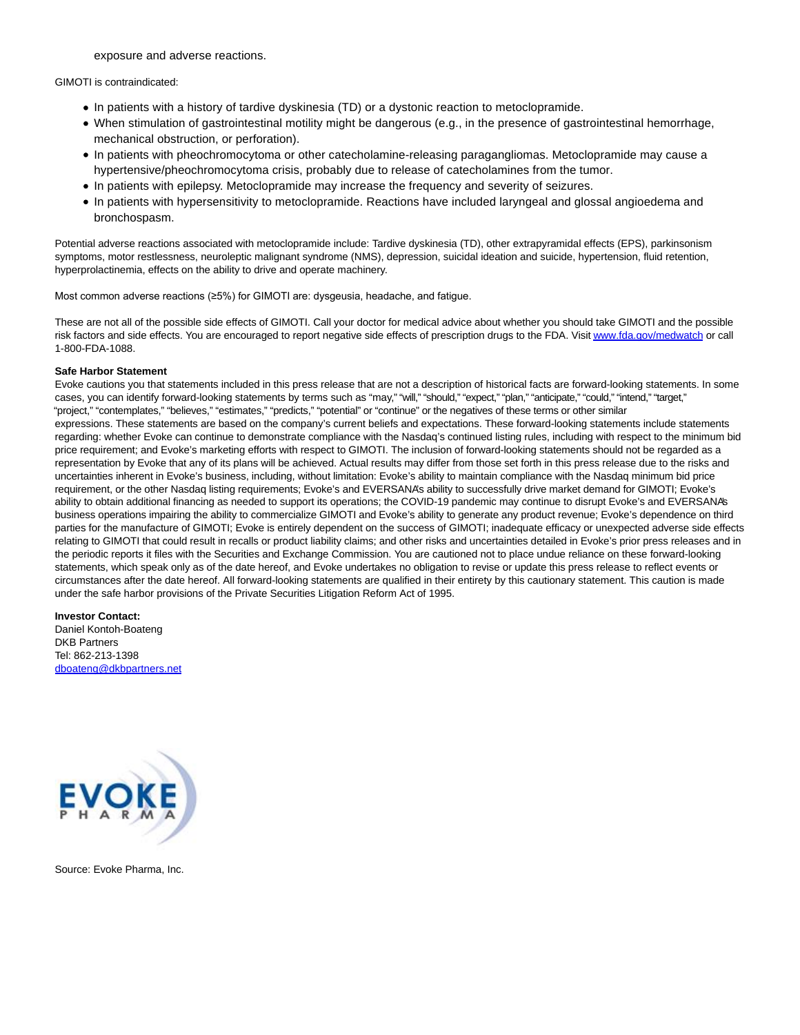exposure and adverse reactions.

GIMOTI is contraindicated:

- In patients with a history of tardive dyskinesia (TD) or a dystonic reaction to metoclopramide.
- When stimulation of gastrointestinal motility might be dangerous (e.g., in the presence of gastrointestinal hemorrhage, mechanical obstruction, or perforation).
- In patients with pheochromocytoma or other catecholamine-releasing paragangliomas. Metoclopramide may cause a hypertensive/pheochromocytoma crisis, probably due to release of catecholamines from the tumor.
- In patients with epilepsy. Metoclopramide may increase the frequency and severity of seizures.
- In patients with hypersensitivity to metoclopramide. Reactions have included laryngeal and glossal angioedema and bronchospasm.

Potential adverse reactions associated with metoclopramide include: Tardive dyskinesia (TD), other extrapyramidal effects (EPS), parkinsonism symptoms, motor restlessness, neuroleptic malignant syndrome (NMS), depression, suicidal ideation and suicide, hypertension, fluid retention, hyperprolactinemia, effects on the ability to drive and operate machinery.

Most common adverse reactions (≥5%) for GIMOTI are: dysgeusia, headache, and fatigue.

These are not all of the possible side effects of GIMOTI. Call your doctor for medical advice about whether you should take GIMOTI and the possible risk factors and side effects. You are encouraged to report negative side effects of prescription drugs to the FDA. Visit www.fda.gov/medwatch or call 1-800-FDA-1088.

**Safe Harbor Statement**

Evoke cautions you that statements included in this press release that are not a description of historical facts are forward-looking statements. In some cases, you can identify forward-looking statements by terms such as "may," "will," "should," "expect," "plan," "anticipate," "could," "intend," "target," "project," "contemplates," "believes," "estimates," "predicts," "potential" or "continue" or the negatives of these terms or other similar expressions. These statements are based on the company's current beliefs and expectations. These forward-looking statements include statements regarding: whether Evoke can continue to demonstrate compliance with the Nasdaq's continued listing rules, including with respect to the minimum bid price requirement; and Evoke's marketing efforts with respect to GIMOTI. The inclusion of forward-looking statements should not be regarded as a representation by Evoke that any of its plans will be achieved. Actual results may differ from those set forth in this press release due to the risks and uncertainties inherent in Evoke's business, including, without limitation: Evoke's ability to maintain compliance with the Nasdaq minimum bid price requirement, or the other Nasdaq listing requirements; Evoke's and EVERSANA's ability to successfully drive market demand for GIMOTI; Evoke's ability to obtain additional financing as needed to support its operations; the COVID-19 pandemic may continue to disrupt Evoke's and EVERSANA's business operations impairing the ability to commercialize GIMOTI and Evoke's ability to generate any product revenue; Evoke's dependence on third parties for the manufacture of GIMOTI; Evoke is entirely dependent on the success of GIMOTI; inadequate efficacy or unexpected adverse side effects relating to GIMOTI that could result in recalls or product liability claims; and other risks and uncertainties detailed in Evoke's prior press releases and in the periodic reports it files with the Securities and Exchange Commission. You are cautioned not to place undue reliance on these forward-looking statements, which speak only as of the date hereof, and Evoke undertakes no obligation to revise or update this press release to reflect events or circumstances after the date hereof. All forward-looking statements are qualified in their entirety by this cautionary statement. This caution is made under the safe harbor provisions of the Private Securities Litigation Reform Act of 1995.

**Investor Contact:**
Daniel Kontoh-Boateng
DKB Partners
Tel: 862-213-1398
dboateng@dkbpartners.net

EVOKE PHARMA

Source: Evoke Pharma, Inc.